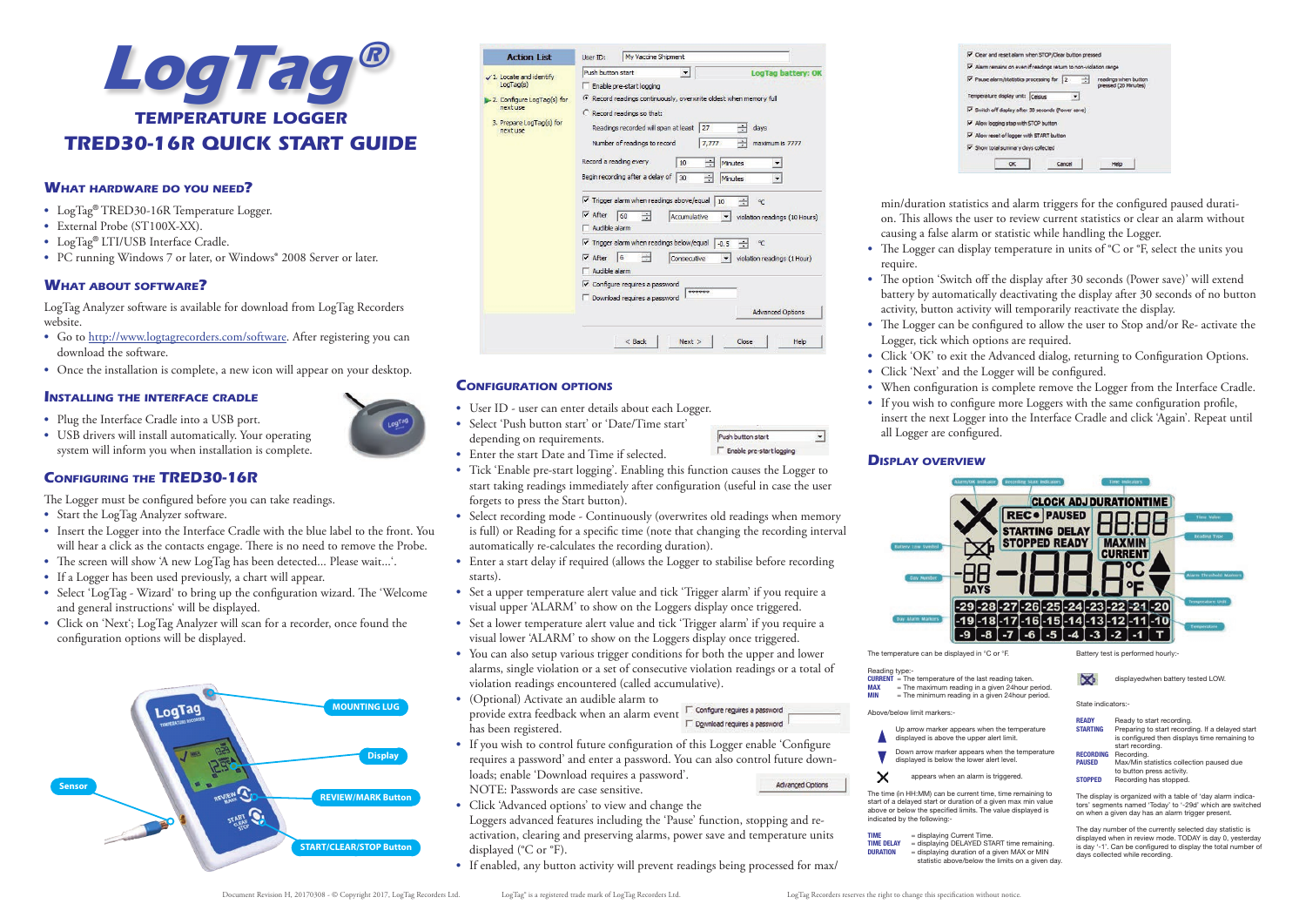# LogTag®

## TEMPERATURE LOGGER

## TRED30-16R QUICK START GUIDE

### WHAT HARDWARE DO YOU NEED?

- LogTag® TRED30-16R Temperature Logger.
- External Probe (ST100X-XX).
- LogTag® LTI/USB Interface Cradle.
- PC running Windows 7 or later, or Windows® 2008 Server or later.

### WHAT ABOUT SOFTWARE?

LogTag Analyzer software is available for download from LogTag Recorders website.

- Go to http://www.logtagrecorders.com/software. After registering you can download the software.
- Once the installation is complete, a new icon will appear on your desktop.

### INSTALLING THE INTERFACE CRADLE

- Plug the Interface Cradle into a USB port.
- USB drivers will install automatically. Your operating system will inform you when installation is complete.

### CONFIGURING THE TRED30-16R

The Logger must be configured before you can take readings.

- Start the LogTag Analyzer software.
- Insert the Logger into the Interface Cradle with the blue label to the front. You will hear a click as the contacts engage. There is no need to remove the Probe.
- The screen will show 'A new LogTag has been detected... Please wait...'.
- If a Logger has been used previously, a chart will appear.
- Select 'LogTag - Wizard' to bring up the configuration wizard. The 'Welcome and general instructions' will be displayed.
- Click on 'Next'; LogTag Analyzer will scan for a recorder, once found the configuration options will be displayed.

MOUNTING LUG

Display

Sensor

REVIEW/MARK Button

START/CLEAR/STOP Button

### CONFIGURATION OPTIONS

- User ID - user can enter details about each Logger.
- Select 'Push button start' or 'Date/Time start' depending on requirements.
- Enter the start Date and Time if selected.
- Tick 'Enable pre-start logging'. Enabling this function causes the Logger to start taking readings immediately after configuration (useful in case the user forgets to press the Start button).
- Select recording mode - Continuously (overwrites old readings when memory is full) or Reading for a specific time (note that changing the recording interval automatically re-calculates the recording duration).
- Enter a start delay if required (allows the Logger to stabilise before recording starts).
- Set a upper temperature alert value and tick 'Trigger alarm' if you require a visual upper 'ALARM' to show on the Loggers display once triggered.
- Set a lower temperature alert value and tick 'Trigger alarm' if you require a visual lower 'ALARM' to show on the Loggers display once triggered.
- You can also setup various trigger conditions for both the upper and lower alarms, single violation or a set of consecutive violation readings or a total of violation readings encountered (called accumulative).
- (Optional) Activate an audible alarm to provide extra feedback when an alarm event has been registered.
- If you wish to control future configuration of this Logger enable 'Configure requires a password' and enter a password. You can also control future downloads; enable 'Download requires a password'. NOTE: Passwords are case sensitive.
- Click 'Advanced options' to view and change the Loggers advanced features including the 'Pause' function, stopping and re-activation, clearing and preserving alarms, power save and temperature units displayed (°C or °F).
- If enabled, any button activity will prevent readings being processed for max/min/duration statistics and alarm triggers for the configured paused duration. This allows the user to review current statistics or clear an alarm without causing a false alarm or statistic while handling the Logger.
- The Logger can display temperature in units of °C or °F, select the units you require.
- The option 'Switch off the display after 30 seconds (Power save)' will extend battery by automatically deactivating the display after 30 seconds of no button activity, button activity will temporarily reactivate the display.
- The Logger can be configured to allow the user to Stop and/or Re- activate the Logger, tick which options are required.
- Click 'OK' to exit the Advanced dialog, returning to Configuration Options.
- Click 'Next' and the Logger will be configured.
- When configuration is complete remove the Logger from the Interface Cradle.
- If you wish to configure more Loggers with the same configuration profile, insert the next Logger into the Interface Cradle and click 'Again'. Repeat until all Logger are configured.

### DISPLAY OVERVIEW

Alarm/OK Indicator · Recording State Indicators · Time Indicators · Time Value · Reading Type · Battery Low Symbol · Day Number · Alarm Threshold Markers · Temperature Unit · Day Alarm Markers · Temperature

The temperature can be displayed in °C or °F.

Reading type:-
**CURRENT** = The temperature of the last reading taken.
**MAX** = The maximum reading in a given 24hour period.
**MIN** = The minimum reading in a given 24hour period.

Above/below limit markers:-

- Up arrow marker appears when the temperature displayed is above the upper alert limit.
- Down arrow marker appears when the temperature displayed is below the lower alert level.
- ✕ appears when an alarm is triggered.

The time (in HH:MM) can be current time, time remaining to start of a delayed start or duration of a given max min value above or below the specified limits. The value displayed is indicated by the following:-

**TIME** = displaying Current Time.
**TIME DELAY** = displaying DELAYED START time remaining.
**DURATION** = displaying duration of a given MAX or MIN statistic above/below the limits on a given day.

Battery test is performed hourly:-

displayed when battery tested LOW.

State indicators:-

**READY** Ready to start recording.
**STARTING** Preparing to start recording. If a delayed start is configured then displays time remaining to start recording.
**RECORDING** Recording.
**PAUSED** Max/Min statistics collection paused due to button press activity.
**STOPPED** Recording has stopped.

The display is organized with a table of 'day alarm indicators' segments named 'Today' to '-29d' which are switched on when a given day has an alarm trigger present.

The day number of the currently selected day statistic is displayed when in review mode. TODAY is day 0, yesterday is day '-1'. Can be configured to display the total number of days collected while recording.

Document Revision H, 20170308 - © Copyright 2017, LogTag Recorders Ltd. LogTag® is a registered trade mark of LogTag Recorders Ltd. LogTag Recorders reserves the right to change this specification without notice.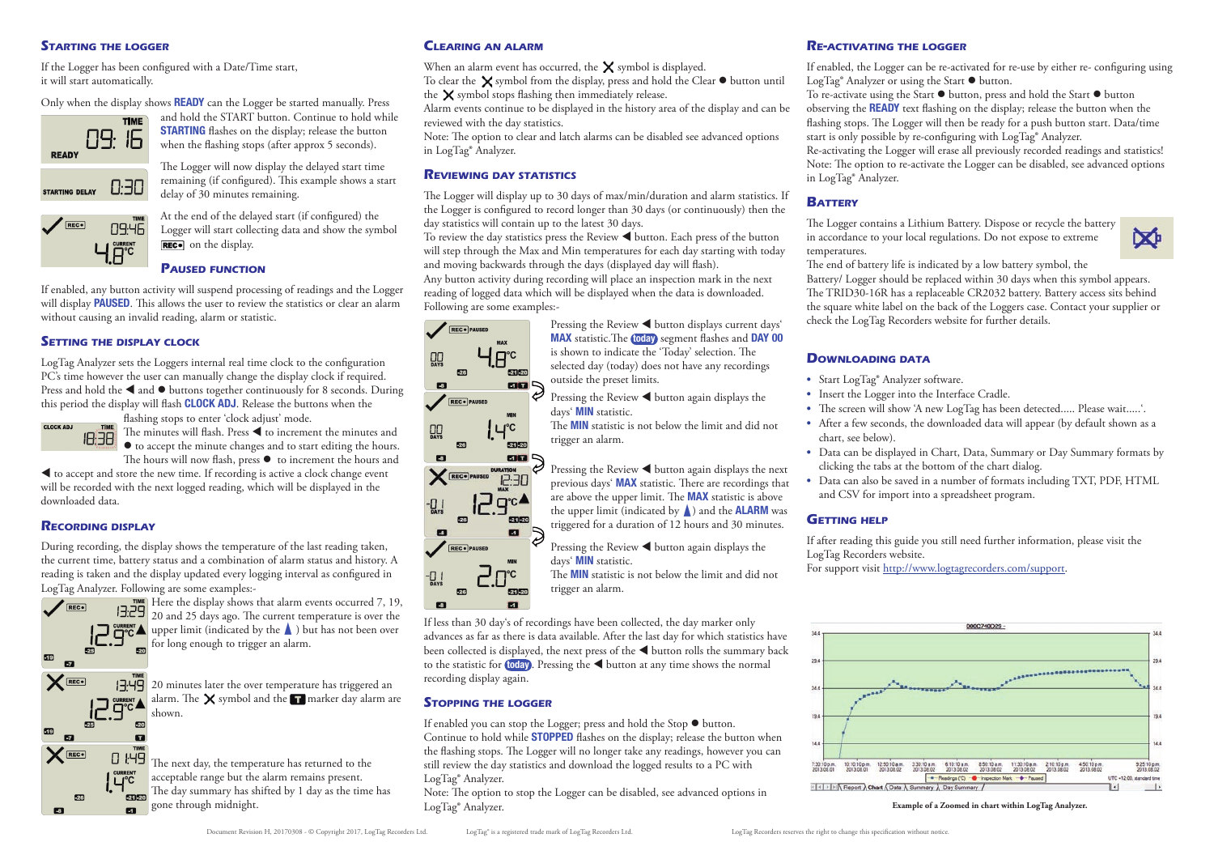## Starting the Logger

If the Logger has been configured with a Date/Time start, it will start automatically.

Only when the display shows **READY** can the Logger be started manually. Press and hold the START button. Continue to hold while **STARTING** flashes on the display; release the button when the flashing stops (after approx 5 seconds).

The Logger will now display the delayed start time remaining (if configured). This example shows a start delay of 30 minutes remaining.

At the end of the delayed start (if configured) the Logger will start collecting data and show the symbol REC● on the display.

## Paused Function

If enabled, any button activity will suspend processing of readings and the Logger will display **PAUSED**. This allows the user to review the statistics or clear an alarm without causing an invalid reading, alarm or statistic.

## Setting the Display Clock

LogTag Analyzer sets the Loggers internal real time clock to the configuration PC's time however the user can manually change the display clock if required. Press and hold the ◀ and ● buttons together continuously for 8 seconds. During this period the display will flash **CLOCK ADJ**. Release the buttons when the flashing stops to enter 'clock adjust' mode.

The minutes will flash. Press ◀ to increment the minutes and ● to accept the minute changes and to start editing the hours. The hours will now flash, press ● to increment the hours and ◀ to accept and store the new time. If recording is active a clock change event will be recorded with the next logged reading, which will be displayed in the downloaded data.

## Recording Display

During recording, the display shows the temperature of the last reading taken, the current time, battery status and a combination of alarm status and history. A reading is taken and the display updated every logging interval as configured in LogTag Analyzer. Following are some examples:-

Here the display shows that alarm events occurred 7, 19, 20 and 25 days ago. The current temperature is over the upper limit (indicated by the ▲ ) but has not been over for long enough to trigger an alarm.

20 minutes later the over temperature has triggered an alarm. The ✕ symbol and the T marker day alarm are shown.

The next day, the temperature has returned to the acceptable range but the alarm remains present. The day summary has shifted by 1 day as the time has gone through midnight.

## Clearing an Alarm

When an alarm event has occurred, the ✕ symbol is displayed.
To clear the ✕ symbol from the display, press and hold the Clear ● button until the ✕ symbol stops flashing then immediately release.
Alarm events continue to be displayed in the history area of the display and can be reviewed with the day statistics.
Note: The option to clear and latch alarms can be disabled see advanced options in LogTag® Analyzer.

## Reviewing Day Statistics

The Logger will display up to 30 days of max/min/duration and alarm statistics. If the Logger is configured to record longer than 30 days (or continuously) then the day statistics will contain up to the latest 30 days.
To review the day statistics press the Review ◀ button. Each press of the button will step through the Max and Min temperatures for each day starting with today and moving backwards through the days (displayed day will flash).
Any button activity during recording will place an inspection mark in the next reading of logged data which will be displayed when the data is downloaded.
Following are some examples:-

Pressing the Review ◀ button displays current days' **MAX** statistic.The **today** segment flashes and **DAY 00** is shown to indicate the 'Today' selection. The selected day (today) does not have any recordings outside the preset limits.

Pressing the Review ◀ button again displays the days' **MIN** statistic.
The **MIN** statistic is not below the limit and did not trigger an alarm.

Pressing the Review ◀ button again displays the next previous days' **MAX** statistic. There are recordings that are above the upper limit. The **MAX** statistic is above the upper limit (indicated by ▲) and the **ALARM** was triggered for a duration of 12 hours and 30 minutes.

Pressing the Review ◀ button again displays the days' **MIN** statistic.
The **MIN** statistic is not below the limit and did not trigger an alarm.

If less than 30 day's of recordings have been collected, the day marker only advances as far as there is data available. After the last day for which statistics have been collected is displayed, the next press of the ◀ button rolls the summary back to the statistic for **today**. Pressing the ◀ button at any time shows the normal recording display again.

## Stopping the Logger

If enabled you can stop the Logger; press and hold the Stop ● button.
Continue to hold while **STOPPED** flashes on the display; release the button when the flashing stops. The Logger will no longer take any readings, however you can still review the day statistics and download the logged results to a PC with LogTag® Analyzer.
Note: The option to stop the Logger can be disabled see advanced options in LogTag® Analyzer.

## Re-activating the Logger

If enabled, the Logger can be re-activated for re-use by either re- configuring using LogTag® Analyzer or using the Start ● button.
To re-activate using the Start ● button, press and hold the Start ● button observing the **READY** text flashing on the display; release the button when the flashing stops. The Logger will then be ready for a push button start. Data/time start is only possible by re-configuring with LogTag® Analyzer.
Re-activating the Logger will erase all previously recorded readings and statistics!
Note: The option to re-activate the Logger can be disabled, see advanced options in LogTag® Analyzer.

## Battery

The Logger contains a Lithium Battery. Dispose or recycle the battery in accordance to your local regulations. Do not expose to extreme temperatures.
The end of battery life is indicated by a low battery symbol, the Battery/ Logger should be replaced within 30 days when this symbol appears.
The TRID30-16R has a replaceable CR2032 battery. Battery access sits behind the square white label on the back of the Loggers case. Contact your supplier or check the LogTag Recorders website for further details.

## Downloading Data

- Start LogTag® Analyzer software.
- Insert the Logger into the Interface Cradle.
- The screen will show 'A new LogTag has been detected..... Please wait.....'.
- After a few seconds, the downloaded data will appear (by default shown as a chart, see below).
- Data can be displayed in Chart, Data, Summary or Day Summary formats by clicking the tabs at the bottom of the chart dialog.
- Data can also be saved in a number of formats including TXT, PDF, HTML and CSV for import into a spreadsheet program.

## Getting Help

If after reading this guide you still need further information, please visit the LogTag Recorders website.
For support visit http://www.logtagrecorders.com/support.

Example of a Zoomed in chart within LogTag Analyzer.

Document Revision H, 20170308 - © Copyright 2017, LogTag Recorders Ltd. LogTag® is a registered trade mark of LogTag Recorders Ltd. LogTag Recorders reserves the right to change this specification without notice.